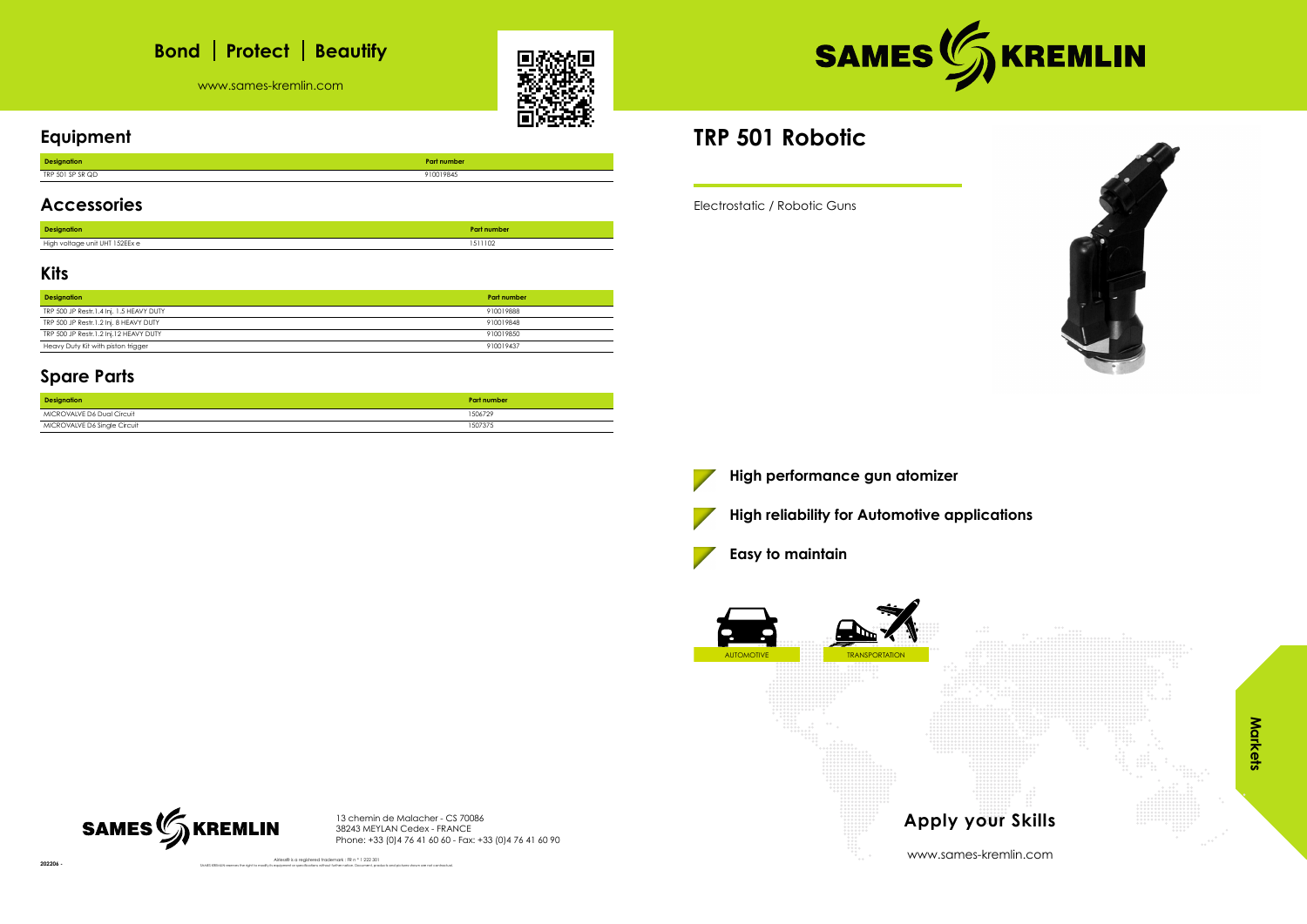# Bond | Protect | Beautify

www.sames-kremlin.com

## Equipment

| Designation | Part number |
|---|---|
| TRP 501 SP SR QD | 910019845 |

## Accessories

| Designation | Part number |
|---|---|
| High voltage unit UHT 152EEx e | 1511102 |

## Kits

| Designation | Part number |
|---|---|
| TRP 500 JP Restr.1.4 Inj. 1.5 HEAVY DUTY | 910019888 |
| TRP 500 JP Restr.1.2 Inj. 8 HEAVY DUTY | 910019848 |
| TRP 500 JP Restr.1.2 Inj.12 HEAVY DUTY | 910019850 |
| Heavy Duty Kit with piston trigger | 910019437 |

## Spare Parts

| Designation | Part number |
|---|---|
| MICROVALVE D6 Dual Circuit | 1506729 |
| MICROVALVE D6 Single Circuit | 1507375 |

SAMES KREMLIN

13 chemin de Malacher - CS 70086
38243 MEYLAN Cedex - FRANCE
Phone: +33 (0)4 76 41 60 60 - Fax: +33 (0)4 76 41 60 90

Airless® is a registered trademark : FR n° 1 222 301

202206 -

# TRP 501 Robotic

Electrostatic / Robotic Guns

- **High performance gun atomizer**
- **High reliability for Automotive applications**
- **Easy to maintain**

AUTOMOTIVE

TRANSPORTATION

Markets

## Apply your Skills

www.sames-kremlin.com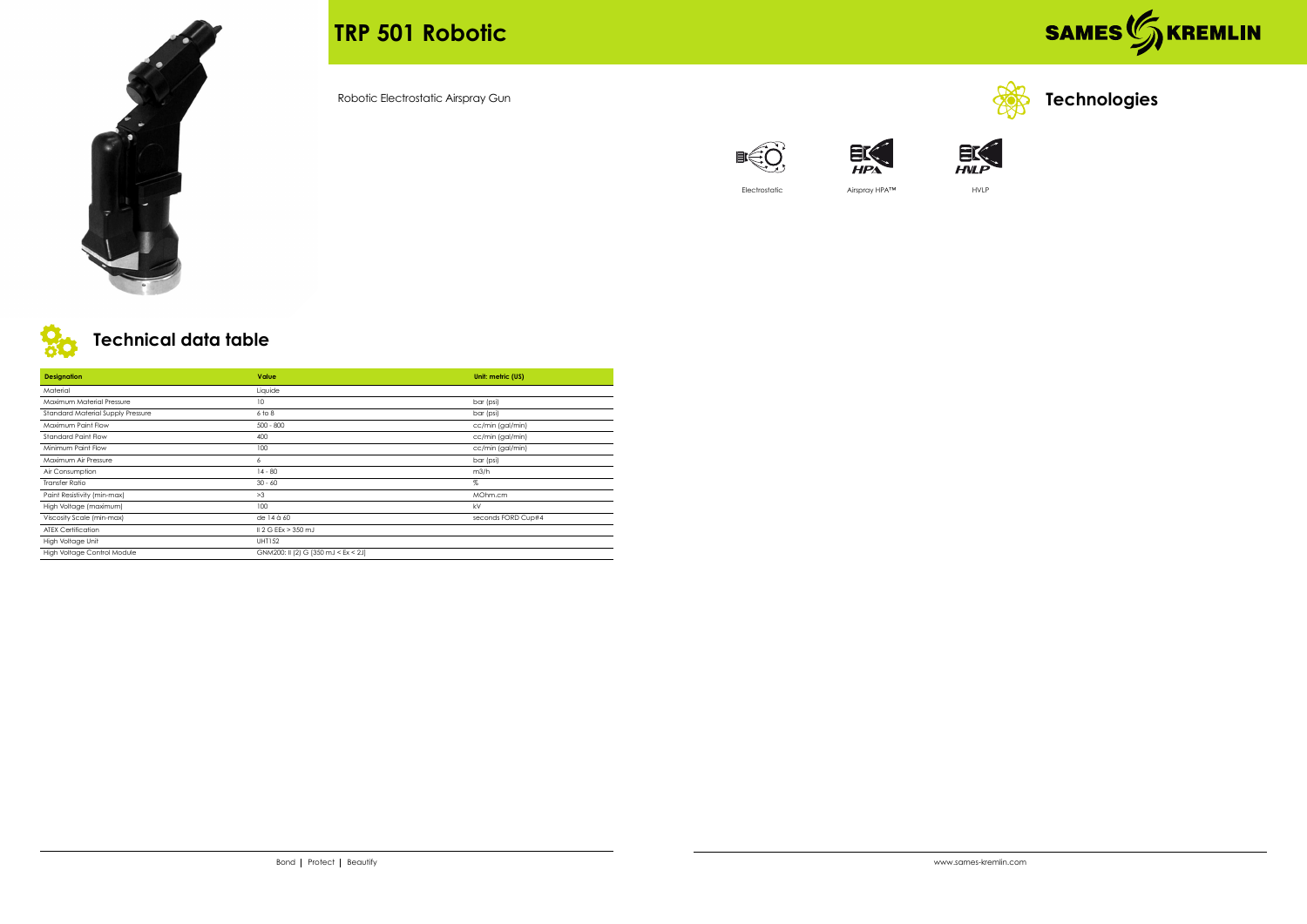# TRP 501 Robotic

Robotic Electrostatic Airspray Gun

## Technologies

Electrostatic

Airspray HPA™

HVLP

## Technical data table

| Designation | Value | Unit: metric (US) |
|---|---|---|
| Material | Liquide | |
| Maximum Material Pressure | 10 | bar (psi) |
| Standard Material Supply Pressure | 6 to 8 | bar (psi) |
| Maximum Paint Flow | 500 - 800 | cc/min (gal/min) |
| Standard Paint Flow | 400 | cc/min (gal/min) |
| Minimum Paint Flow | 100 | cc/min (gal/min) |
| Maximum Air Pressure | 6 | bar (psi) |
| Air Consumption | 14 - 80 | m3/h |
| Transfer Ratio | 30 - 60 | % |
| Paint Resistivity (min-max) | >3 | MOhm.cm |
| High Voltage (maximum) | 100 | kV |
| Viscosity Scale (min-max) | de 14 à 60 | seconds FORD Cup#4 |
| ATEX Certification | II 2 G EEx > 350 mJ | |
| High Voltage Unit | UHT152 | |
| High Voltage Control Module | GNM200: II (2) G (350 mJ < Ex < 2J) | |

Bond | Protect | Beautify

www.sames-kremlin.com